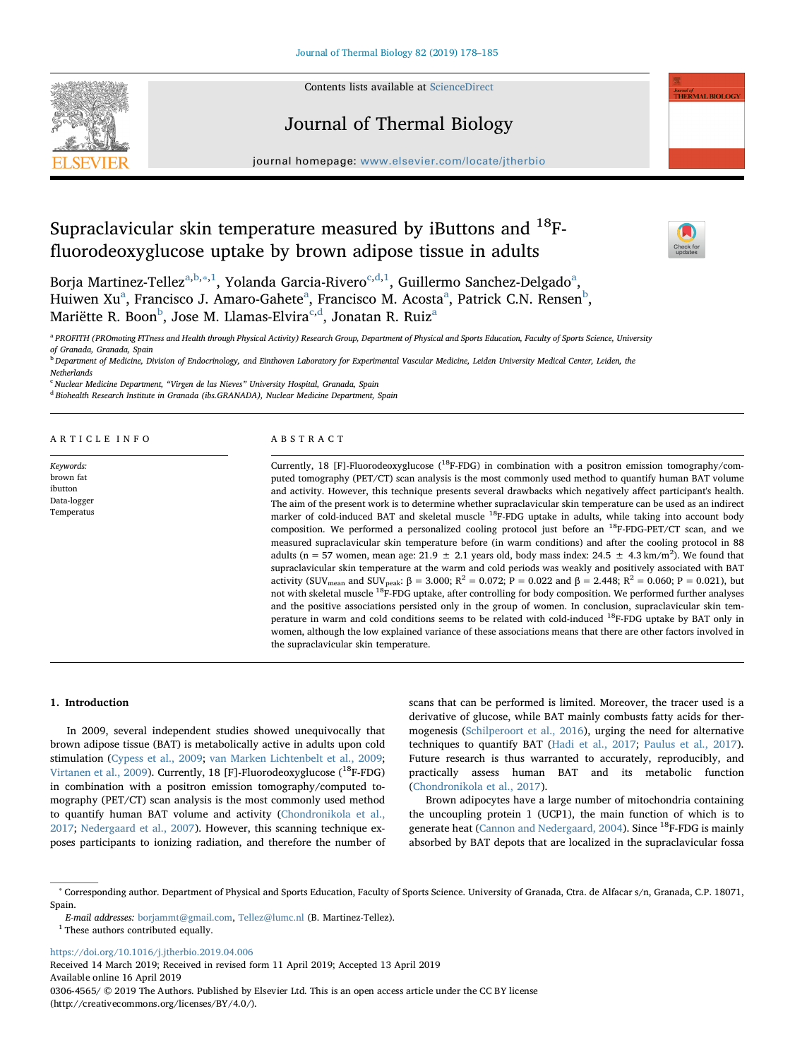# Supraclavicular skin temperature measured by iButtons and $^{18}$F-fluorodeoxyglucose uptake by brown adipose tissue in adults

Borja Martinez-Tellez[a,b,*,1], Yolanda Garcia-Rivero[c,d,1], Guillermo Sanchez-Delgado[a], Huiwen Xu[a], Francisco J. Amaro-Gahete[a], Francisco M. Acosta[a], Patrick C.N. Rensen[b], Mariëtte R. Boon[b], Jose M. Llamas-Elvira[c,d], Jonatan R. Ruiz[a]

[a] PROFITH (PROmoting FITness and Health through Physical Activity) Research Group, Department of Physical and Sports Education, Faculty of Sports Science, University of Granada, Granada, Spain

[b] Department of Medicine, Division of Endocrinology, and Einthoven Laboratory for Experimental Vascular Medicine, Leiden University Medical Center, Leiden, the Netherlands

[c] Nuclear Medicine Department, "Virgen de las Nieves" University Hospital, Granada, Spain

[d] Biohealth Research Institute in Granada (ibs.GRANADA), Nuclear Medicine Department, Spain

## ARTICLE INFO

*Keywords:*
brown fat
ibutton
Data-logger
Temperatus

## ABSTRACT

Currently, 18 [F]-Fluorodeoxyglucose ($^{18}$F-FDG) in combination with a positron emission tomography/computed tomography (PET/CT) scan analysis is the most commonly used method to quantify human BAT volume and activity. However, this technique presents several drawbacks which negatively affect participant's health. The aim of the present work is to determine whether supraclavicular skin temperature can be used as an indirect marker of cold-induced BAT and skeletal muscle $^{18}$F-FDG uptake in adults, while taking into account body composition. We performed a personalized cooling protocol just before an $^{18}$F-FDG-PET/CT scan, and we measured supraclavicular skin temperature before (in warm conditions) and after the cooling protocol in 88 adults (n = 57 women, mean age: 21.9 ± 2.1 years old, body mass index: 24.5 ± 4.3 km/m$^2$). We found that supraclavicular skin temperature at the warm and cold periods was weakly and positively associated with BAT activity ($SUV_{mean}$ and $SUV_{peak}$: β = 3.000; $R^2$ = 0.072; P = 0.022 and β = 2.448; $R^2$ = 0.060; P = 0.021), but not with skeletal muscle $^{18}$F-FDG uptake, after controlling for body composition. We performed further analyses and the positive associations persisted only in the group of women. In conclusion, supraclavicular skin temperature in warm and cold conditions seems to be related with cold-induced $^{18}$F-FDG uptake by BAT only in women, although the low explained variance of these associations means that there are other factors involved in the supraclavicular skin temperature.

## 1. Introduction

In 2009, several independent studies showed unequivocally that brown adipose tissue (BAT) is metabolically active in adults upon cold stimulation (Cypess et al., 2009; van Marken Lichtenbelt et al., 2009; Virtanen et al., 2009). Currently, 18 [F]-Fluorodeoxyglucose ($^{18}$F-FDG) in combination with positron emission tomography/computed tomography (PET/CT) scan analysis is the most commonly used method to quantify human BAT volume and activity (Chondronikola et al., 2017; Nedergaard et al., 2007). However, this scanning technique exposes participants to ionizing radiation, and therefore the number of scans that can be performed is limited. Moreover, the tracer used is a derivative of glucose, while BAT mainly combusts fatty acids for thermogenesis (Schilperoort et al., 2016), urging the need for alternative techniques to quantify BAT (Hadi et al., 2017; Paulus et al., 2017). Future research is thus warranted to accurately, reproducibly, and practically assess human BAT and its metabolic function (Chondronikola et al., 2017).

Brown adipocytes have a large number of mitochondria containing the uncoupling protein 1 (UCP1), the main function of which is to generate heat (Cannon and Nedergaard, 2004). Since $^{18}$F-FDG is mainly absorbed by BAT depots that are localized in the supraclavicular fossa

* Corresponding author. Department of Physical and Sports Education, Faculty of Sports Science. University of Granada, Ctra. de Alfacar s/n, Granada, C.P. 18071, Spain.

*E-mail addresses:* borjammt@gmail.com, Tellez@lumc.nl (B. Martinez-Tellez).

[1] These authors contributed equally.

https://doi.org/10.1016/j.jtherbio.2019.04.006
Received 14 March 2019; Received in revised form 11 April 2019; Accepted 13 April 2019
Available online 16 April 2019
0306-4565/ © 2019 The Authors. Published by Elsevier Ltd. This is an open access article under the CC BY license (http://creativecommons.org/licenses/BY/4.0/).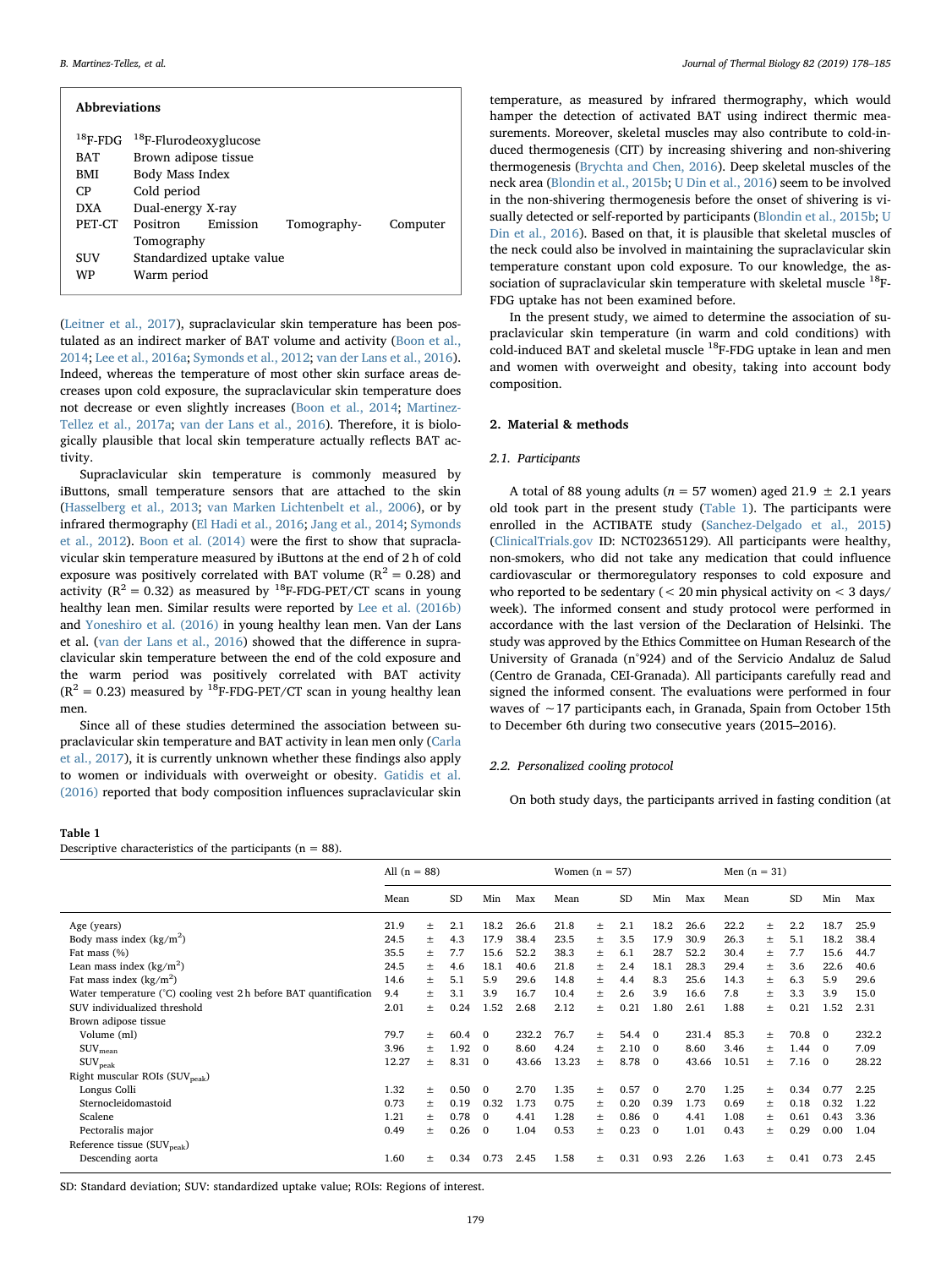| Abbreviations | |
|---|---|
| $^{18}$F-FDG | $^{18}$F-Flurodeoxyglucose |
| BAT | Brown adipose tissue |
| BMI | Body Mass Index |
| CP | Cold period |
| DXA | Dual-energy X-ray |
| PET-CT | Positron Emission Tomography-Computer Tomography |
| SUV | Standardized uptake value |
| WP | Warm period |

(Leitner et al., 2017), supraclavicular skin temperature has been postulated as an indirect marker of BAT volume and activity (Boon et al., 2014; Lee et al., 2016a; Symonds et al., 2012; van der Lans et al., 2016). Indeed, whereas the temperature of most other skin surface areas decreases upon cold exposure, the supraclavicular skin temperature does not decrease or even slightly increases (Boon et al., 2014; Martinez-Tellez et al., 2017a; van der Lans et al., 2016). Therefore, it is biologically plausible that local skin temperature actually reflects BAT activity.

Supraclavicular skin temperature is commonly measured by iButtons, small temperature sensors that are attached to the skin (Hasselberg et al., 2013; van Marken Lichtenbelt et al., 2006), or by infrared thermography (El Hadi et al., 2016; Jang et al., 2014; Symonds et al., 2012). Boon et al. (2014) were the first to show that supraclavicular skin temperature measured by iButtons at the end of 2 h of cold exposure was positively correlated with BAT volume ($R^2 = 0.28$) and activity ($R^2 = 0.32$) as measured by $^{18}$F-FDG-PET/CT scans in young healthy lean men. Similar results were reported by Lee et al. (2016b) and Yoneshiro et al. (2016) in young healthy lean men. Van der Lans et al. (van der Lans et al., 2016) showed that the difference in supraclavicular skin temperature between the end of the cold exposure and the warm period was positively correlated with BAT activity ($R^2 = 0.23$) measured by $^{18}$F-FDG-PET/CT scan in young healthy lean men.

Since all of these studies determined the association between supraclavicular skin temperature and BAT activity in lean men only (Carla et al., 2017), it is currently unknown whether these findings also apply to women or individuals with overweight or obesity. Gatidis et al. (2016) reported that body composition influences supraclavicular skin temperature, as measured by infrared thermography, which would hamper the detection of activated BAT using indirect thermic measurements. Moreover, skeletal muscles may also contribute to cold-induced thermogenesis (CIT) by increasing shivering and non-shivering thermogenesis (Brychta and Chen, 2016). Deep skeletal muscles of the neck area (Blondin et al., 2015b; U Din et al., 2016) seem to be involved in the non-shivering thermogenesis before the onset of shivering is visually detected or self-reported by participants (Blondin et al., 2015b; U Din et al., 2016). Based on that, it is plausible that skeletal muscles of the neck could also be involved in maintaining the supraclavicular skin temperature constant upon cold exposure. To our knowledge, the association of supraclavicular skin temperature with skeletal muscle $^{18}$F-FDG uptake has not been examined before.

In the present study, we aimed to determine the association of supraclavicular skin temperature (in warm and cold conditions) with cold-induced BAT and skeletal muscle $^{18}$F-FDG uptake in lean and men and women with overweight and obesity, taking into account body composition.

## 2. Material & methods

### 2.1. Participants

A total of 88 young adults (*n* = 57 women) aged 21.9 ± 2.1 years old took part in the present study (Table 1). The participants were enrolled in the ACTIBATE study (Sanchez-Delgado et al., 2015) (ClinicalTrials.gov ID: NCT02365129). All participants were healthy, non-smokers, who did not take any medication that could influence cardiovascular or thermoregulatory responses to cold exposure and who reported to be sedentary (< 20 min physical activity on < 3 days/week). The informed consent and study protocol were performed in accordance with the last version of the Declaration of Helsinki. The study was approved by the Ethics Committee on Human Research of the University of Granada (n°924) and of the Servicio Andaluz de Salud (Centro de Granada, CEI-Granada). All participants carefully read and signed the informed consent. The evaluations were performed in four waves of ~17 participants each, in Granada, Spain from October 15th to December 6th during two consecutive years (2015–2016).

### 2.2. Personalized cooling protocol

On both study days, the participants arrived in fasting condition (at

**Table 1**
Descriptive characteristics of the participants (n = 88).

| | All (n = 88) | | | | | Women (n = 57) | | | | | Men (n = 31) | | | | |
|---|---|---|---|---|---|---|---|---|---|---|---|---|---|---|---|
| | Mean | | SD | Min | Max | Mean | | SD | Min | Max | Mean | | SD | Min | Max |
| Age (years) | 21.9 | ± | 2.1 | 18.2 | 26.6 | 21.8 | ± | 2.1 | 18.2 | 26.6 | 22.2 | ± | 2.2 | 18.7 | 25.9 |
| Body mass index (kg/m$^2$) | 24.5 | ± | 4.3 | 17.9 | 38.4 | 23.5 | ± | 3.5 | 17.9 | 30.9 | 26.3 | ± | 5.1 | 18.2 | 38.4 |
| Fat mass (%) | 35.5 | ± | 7.7 | 15.6 | 52.2 | 38.3 | ± | 6.1 | 28.7 | 52.2 | 30.4 | ± | 7.7 | 15.6 | 44.7 |
| Lean mass index (kg/m$^2$) | 24.5 | ± | 4.6 | 18.1 | 40.6 | 21.8 | ± | 2.4 | 18.1 | 28.3 | 29.4 | ± | 3.6 | 22.6 | 40.6 |
| Fat mass index (kg/m$^2$) | 14.6 | ± | 5.1 | 5.9 | 29.6 | 14.8 | ± | 4.4 | 8.3 | 25.6 | 14.3 | ± | 6.3 | 5.9 | 29.6 |
| Water temperature (°C) cooling vest 2 h before BAT quantification | 9.4 | ± | 3.1 | 3.9 | 16.7 | 10.4 | ± | 2.6 | 3.9 | 16.6 | 7.8 | ± | 3.3 | 3.9 | 15.0 |
| SUV individualized threshold | 2.01 | ± | 0.24 | 1.52 | 2.68 | 2.12 | ± | 0.21 | 1.80 | 2.61 | 1.88 | ± | 0.21 | 1.52 | 2.31 |
| Brown adipose tissue | | | | | | | | | | | | | | | |
| Volume (ml) | 79.7 | ± | 60.4 | 0 | 232.2 | 76.7 | ± | 54.4 | 0 | 231.4 | 85.3 | ± | 70.8 | 0 | 232.2 |
| $SUV_{mean}$ | 3.96 | ± | 1.92 | 0 | 8.60 | 4.24 | ± | 2.10 | 0 | 8.60 | 3.46 | ± | 1.44 | 0 | 7.09 |
| $SUV_{peak}$ | 12.27 | ± | 8.31 | 0 | 43.66 | 13.23 | ± | 8.78 | 0 | 43.66 | 10.51 | ± | 7.16 | 0 | 28.22 |
| Right muscular ROIs ($SUV_{peak}$) | | | | | | | | | | | | | | | |
| Longus Colli | 1.32 | ± | 0.50 | 0 | 2.70 | 1.35 | ± | 0.57 | 0 | 2.70 | 1.25 | ± | 0.34 | 0.77 | 2.25 |
| Sternocleidomastoid | 0.73 | ± | 0.19 | 0.32 | 1.73 | 0.75 | ± | 0.20 | 0.39 | 1.73 | 0.69 | ± | 0.18 | 0.32 | 1.22 |
| Scalene | 1.21 | ± | 0.78 | 0 | 4.41 | 1.28 | ± | 0.86 | 0 | 4.41 | 1.08 | ± | 0.61 | 0.43 | 3.36 |
| Pectoralis major | 0.49 | ± | 0.26 | 0 | 1.04 | 0.53 | ± | 0.23 | 0 | 1.01 | 0.43 | ± | 0.29 | 0.00 | 1.04 |
| Reference tissue ($SUV_{peak}$) | | | | | | | | | | | | | | | |
| Descending aorta | 1.60 | ± | 0.34 | 0.73 | 2.45 | 1.58 | ± | 0.31 | 0.93 | 2.26 | 1.63 | ± | 0.41 | 0.73 | 2.45 |

SD: Standard deviation; SUV: standardized uptake value; ROIs: Regions of interest.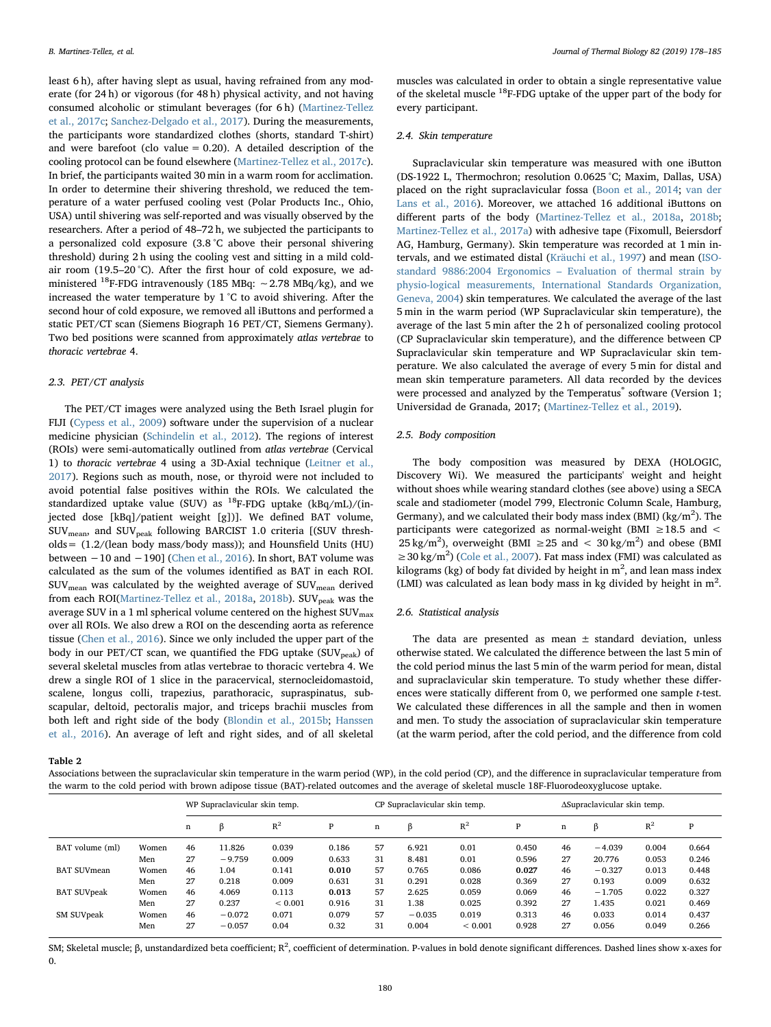least 6 h), after having slept as usual, having refrained from any moderate (for 24 h) or vigorous (for 48 h) physical activity, and not having consumed alcoholic or stimulant beverages (for 6 h) (Martinez-Tellez et al., 2017c; Sanchez-Delgado et al., 2017). During the measurements, the participants wore standardized clothes (shorts, standard T-shirt) and were barefoot (clo value = 0.20). A detailed description of the cooling protocol can be found elsewhere (Martinez-Tellez et al., 2017c). In brief, the participants waited 30 min in a warm room for acclimation. In order to determine their shivering threshold, we reduced the temperature of a water perfused cooling vest (Polar Products Inc., Ohio, USA) until shivering was self-reported and was visually observed by the researchers. After a period of 48–72 h, we subjected the participants to a personalized cold exposure (3.8 °C above their personal shivering threshold) during 2 h using the cooling vest and sitting in a mild cold-air room (19.5–20 °C). After the first hour of cold exposure, we administered $^{18}$F-FDG intravenously (185 MBq: ∼2.78 MBq/kg), and we increased the water temperature by 1 °C to avoid shivering. After the second hour of cold exposure, we removed all iButtons and performed a static PET/CT scan (Siemens Biograph 16 PET/CT, Siemens Germany). Two bed positions were scanned from approximately *atlas vertebrae* to *thoracic vertebrae* 4.

### 2.3. PET/CT analysis

The PET/CT images were analyzed using the Beth Israel plugin for FIJI (Cypess et al., 2009) software under the supervision of a nuclear medicine physician (Schindelin et al., 2012). The regions of interest (ROIs) were semi-automatically outlined from *atlas vertebrae* (Cervical 1) to *thoracic vertebrae* 4 using a 3D-Axial technique (Leitner et al., 2017). Regions such as mouth, nose, or thyroid were not included to avoid potential false positives within the ROIs. We calculated the standardized uptake value (SUV) as $^{18}$F-FDG uptake (kBq/mL)/(injected dose [kBq]/patient weight [g])]. We defined BAT volume, $SUV_{mean}$, and $SUV_{peak}$ following BARCIST 1.0 criteria [(SUV thresholds = (1.2/(lean body mass/body mass)); and Hounsfield Units (HU) between −10 and −190] (Chen et al., 2016). In short, BAT volume was calculated as the sum of the volumes identified as BAT in each ROI. $SUV_{mean}$ was calculated by the weighted average of $SUV_{mean}$ derived from each ROI(Martinez-Tellez et al., 2018a, 2018b). $SUV_{peak}$ was the average SUV in a 1 ml spherical volume centered on the highest $SUV_{max}$ over all ROIs. We also drew a ROI on the descending aorta as reference tissue (Chen et al., 2016). Since we only included the upper part of the body in our PET/CT scan, we quantified the FDG uptake ($SUV_{peak}$) of several skeletal muscles from atlas vertebrae to thoracic vertebra 4. We drew a single ROI of 1 slice in the paracervical, sternocleidomastoid, scalene, longus colli, trapezius, parathoracic, supraspinatus, subscapular, deltoid, pectoralis major, and triceps brachii muscles from both left and right side of the body (Blondin et al., 2015b; Hanssen et al., 2016). An average of left and right sides, and of all skeletal muscles was calculated in order to obtain a single representative value of the skeletal muscle $^{18}$F-FDG uptake of the upper part of the body for every participant.

### 2.4. Skin temperature

Supraclavicular skin temperature was measured with one iButton (DS-1922 L, Thermochron; resolution 0.0625 °C; Maxim, Dallas, USA) placed on the right supraclavicular fossa (Boon et al., 2014; van der Lans et al., 2016). Moreover, we attached 16 additional iButtons on different parts of the body (Martinez-Tellez et al., 2018a, 2018b; Martinez-Tellez et al., 2017a) with adhesive tape (Fixomull, Beiersdorf AG, Hamburg, Germany). Skin temperature was recorded at 1 min intervals, and we estimated distal (Kräuchi et al., 1997) and mean (ISO-standard 9886:2004 Ergonomics – Evaluation of thermal strain by physio-logical measurements, International Standards Organization, Geneva, 2004) skin temperatures. We calculated the average of the last 5 min in the warm period (WP Supraclavicular skin temperature), the average of the last 5 min after the 2 h of personalized cooling protocol (CP Supraclavicular skin temperature), and the difference between CP Supraclavicular skin temperature and WP Supraclavicular skin temperature. We also calculated the average of every 5 min for distal and mean skin temperature parameters. All data recorded by the devices were processed and analyzed by the Temperatus® software (Version 1; Universidad de Granada, 2017; (Martinez-Tellez et al., 2019).

### 2.5. Body composition

The body composition was measured by DEXA (HOLOGIC, Discovery Wi). We measured the participants' weight and height without shoes while wearing standard clothes (see above) using a SECA scale and stadiometer (model 799, Electronic Column Scale, Hamburg, Germany), and we calculated their body mass index (BMI) (kg/m$^2$). The participants were categorized as normal-weight (BMI ≥18.5 and < 25 kg/m$^2$), overweight (BMI ≥25 and < 30 kg/m$^2$) and obese (BMI ≥30 kg/m$^2$) (Cole et al., 2007). Fat mass index (FMI) was calculated as kilograms (kg) of body fat divided by height in m$^2$, and lean mass index (LMI) was calculated as lean body mass in kg divided by height in m$^2$.

### 2.6. Statistical analysis

The data are presented as mean ± standard deviation, unless otherwise stated. We calculated the difference between the last 5 min of the cold period minus the last 5 min of the warm period for mean, distal and supraclavicular skin temperature. To study whether these differences were statically different from 0, we performed one sample *t*-test. We calculated these differences in all the sample and then in women and men. To study the association of supraclavicular skin temperature (at the warm period, after the cold period, and the difference from cold

**Table 2**
Associations between the supraclavicular skin temperature in the warm period (WP), in the cold period (CP), and the difference in supraclavicular temperature from the warm to the cold period with brown adipose tissue (BAT)-related outcomes and the average of skeletal muscle 18F-Fluorodeoxyglucose uptake.

| | | WP Supraclavicular skin temp. | | | | CP Supraclavicular skin temp. | | | | ΔSupraclavicular skin temp. | | | |
|---|---|---|---|---|---|---|---|---|---|---|---|---|---|
| | | n | β | $R^2$ | P | n | β | $R^2$ | P | n | β | $R^2$ | P |
| BAT volume (ml) | Women | 46 | 11.826 | 0.039 | 0.186 | 57 | 6.921 | 0.01 | 0.450 | 46 | −4.039 | 0.004 | 0.664 |
| | Men | 27 | −9.759 | 0.009 | 0.633 | 31 | 8.481 | 0.01 | 0.596 | 27 | 20.776 | 0.053 | 0.246 |
| BAT SUVmean | Women | 46 | 1.04 | 0.141 | **0.010** | 57 | 0.765 | 0.086 | **0.027** | 46 | −0.327 | 0.013 | 0.448 |
| | Men | 27 | 0.218 | 0.009 | 0.631 | 31 | 0.291 | 0.028 | 0.369 | 27 | 0.193 | 0.009 | 0.632 |
| BAT SUVpeak | Women | 46 | 4.069 | 0.113 | **0.013** | 57 | 2.625 | 0.059 | 0.069 | 46 | −1.705 | 0.022 | 0.327 |
| | Men | 27 | 0.237 | < 0.001 | 0.916 | 31 | 1.38 | 0.025 | 0.392 | 27 | 1.435 | 0.021 | 0.469 |
| SM SUVpeak | Women | 46 | −0.072 | 0.071 | 0.079 | 57 | −0.035 | 0.019 | 0.313 | 46 | 0.033 | 0.014 | 0.437 |
| | Men | 27 | −0.057 | 0.04 | 0.32 | 31 | 0.004 | < 0.001 | 0.928 | 27 | 0.056 | 0.049 | 0.266 |

SM; Skeletal muscle; β, unstandardized beta coefficient; $R^2$, coefficient of determination. P-values in bold denote significant differences. Dashed lines show x-axes for 0.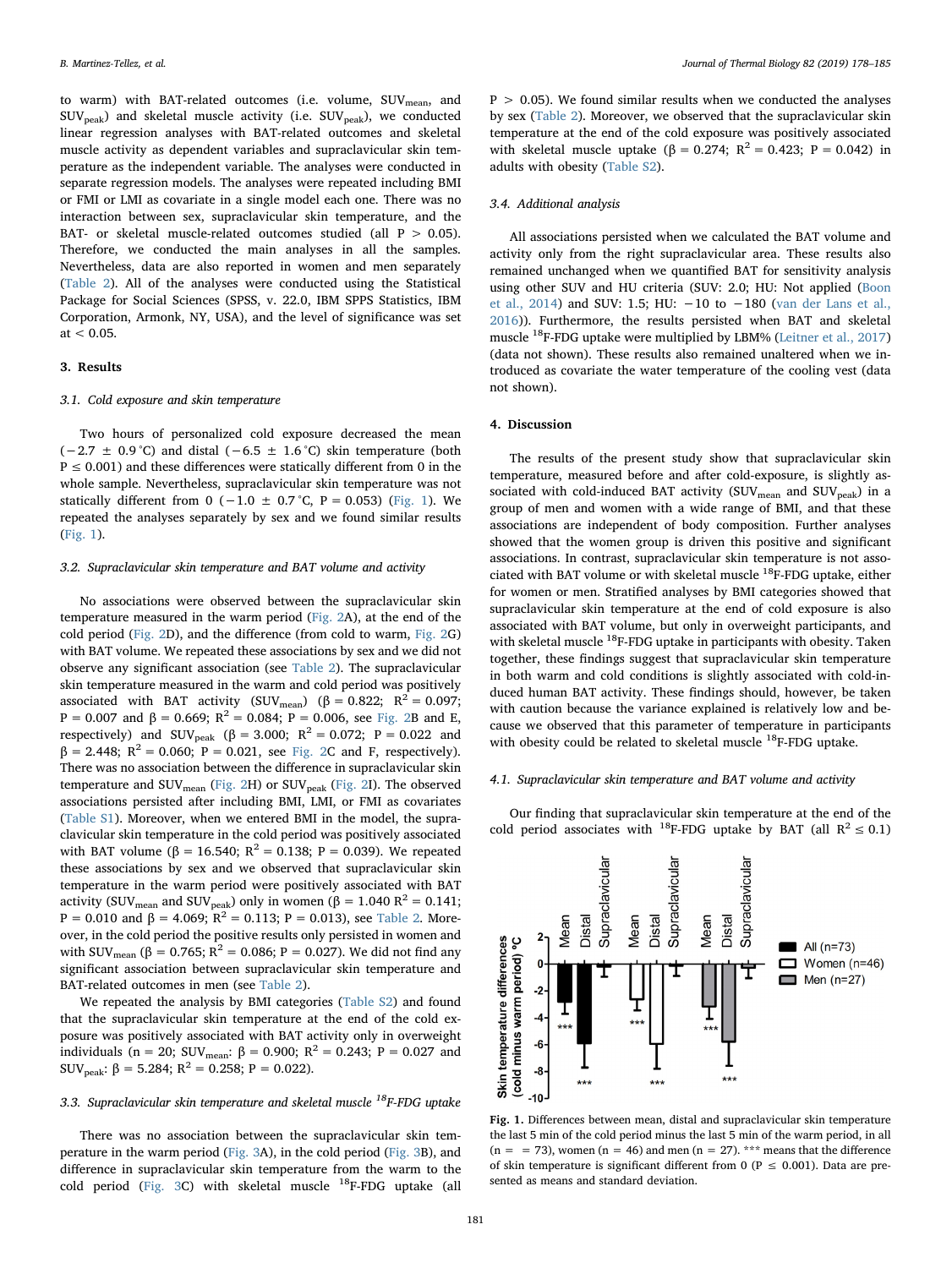to warm) with BAT-related outcomes (i.e. volume, $SUV_{mean}$, and $SUV_{peak}$) and skeletal muscle activity (i.e. $SUV_{peak}$), we conducted linear regression analyses with BAT-related outcomes and skeletal muscle activity as dependent variables and supraclavicular skin temperature as the independent variable. The analyses were conducted in separate regression models. The analyses were repeated including BMI or FMI or LMI as covariate in a single model each one. There was no interaction between sex, supraclavicular skin temperature, and the BAT- or skeletal muscle-related outcomes studied (all $P > 0.05$). Therefore, we conducted the main analyses in all the samples. Nevertheless, data are also reported in women and men separately (Table 2). All of the analyses were conducted using the Statistical Package for Social Sciences (SPSS, v. 22.0, IBM SPPS Statistics, IBM Corporation, Armonk, NY, USA), and the level of significance was set at < 0.05.

## 3. Results

### 3.1. Cold exposure and skin temperature

Two hours of personalized cold exposure decreased the mean (−2.7 ± 0.9 °C) and distal (−6.5 ± 1.6 °C) skin temperature (both $P \leq 0.001$) and these differences were statically different from 0 in the whole sample. Nevertheless, supraclavicular skin temperature was not statically different from 0 (−1.0 ± 0.7 °C, $P = 0.053$) (Fig. 1). We repeated the analyses separately by sex and we found similar results (Fig. 1).

### 3.2. Supraclavicular skin temperature and BAT volume and activity

No associations were observed between the supraclavicular skin temperature measured in the warm period (Fig. 2A), at the end of the cold period (Fig. 2D), and the difference (from cold to warm, Fig. 2G) with BAT volume. We repeated these associations by sex and we did not observe any significant association (see Table 2). The supraclavicular skin temperature measured in the warm and cold period was positively associated with BAT activity ($SUV_{mean}$) (β = 0.822; $R^2 = 0.097$; $P = 0.007$ and β = 0.669; $R^2 = 0.084$; $P = 0.006$, see Fig. 2B and E, respectively) and $SUV_{peak}$ (β = 3.000; $R^2 = 0.072$; $P = 0.022$ and β = 2.448; $R^2 = 0.060$; $P = 0.021$, see Fig. 2C and F, respectively). There was no association between the difference in supraclavicular skin temperature and $SUV_{mean}$ (Fig. 2H) or $SUV_{peak}$ (Fig. 2I). The observed associations persisted after including BMI, LMI, or FMI as covariates (Table S1). Moreover, when we entered BMI in the model, the supraclavicular skin temperature in the cold period was positively associated with BAT volume (β = 16.540; $R^2 = 0.138$; $P = 0.039$). We repeated these associations by sex and we observed that supraclavicular skin temperature in the warm period were positively associated with BAT activity ($SUV_{mean}$ and $SUV_{peak}$) only in women (β = 1.040 $R^2 = 0.141$; $P = 0.010$ and β = 4.069; $R^2 = 0.113$; $P = 0.013$), see Table 2. Moreover, in the cold period the positive results only persisted in women and with $SUV_{mean}$ (β = 0.765; $R^2 = 0.086$; $P = 0.027$). We did not find any significant association between supraclavicular skin temperature and BAT-related outcomes in men (see Table 2).

We repeated the analysis by BMI categories (Table S2) and found that the supraclavicular skin temperature at the end of the cold exposure was positively associated with BAT activity only in overweight individuals (n = 20; $SUV_{mean}$: β = 0.900; $R^2 = 0.243$; $P = 0.027$ and $SUV_{peak}$: β = 5.284; $R^2 = 0.258$; $P = 0.022$).

### 3.3. Supraclavicular skin temperature and skeletal muscle $^{18}$F-FDG uptake

There was no association between the supraclavicular skin temperature in the warm period (Fig. 3A), in the cold period (Fig. 3B), and difference in supraclavicular skin temperature from the warm to the cold period (Fig. 3C) with skeletal muscle $^{18}$F-FDG uptake (all $P > 0.05$). We found similar results when we conducted the analyses by sex (Table 2). Moreover, we observed that the supraclavicular skin temperature at the end of the cold exposure was positively associated with skeletal muscle uptake (β = 0.274; $R^2 = 0.423$; $P = 0.042$) in adults with obesity (Table S2).

### 3.4. Additional analysis

All associations persisted when we calculated the BAT volume and activity only from the right supraclavicular area. These results also remained unchanged when we quantified BAT for sensitivity analysis using other SUV and HU criteria (SUV: 2.0; HU: Not applied (Boon et al., 2014) and SUV: 1.5; HU: −10 to −180 (van der Lans et al., 2016)). Furthermore, the results persisted when BAT and skeletal muscle $^{18}$F-FDG uptake were multiplied by LBM% (Leitner et al., 2017) (data not shown). These results also remained unaltered when we introduced as covariate the water temperature of the cooling vest (data not shown).

## 4. Discussion

The results of the present study show that supraclavicular skin temperature, measured before and after cold-exposure, is slightly associated with cold-induced BAT activity ($SUV_{mean}$ and $SUV_{peak}$) in a group of men and women with a wide range of BMI, and that these associations are independent of body composition. Further analyses showed that the women group is driven this positive and significant associations. In contrast, supraclavicular skin temperature is not associated with BAT volume or with skeletal muscle $^{18}$F-FDG uptake, either for women or men. Stratified analyses by BMI categories showed that supraclavicular skin temperature at the end of cold exposure is also associated with BAT volume, but only in overweight participants, and with skeletal muscle $^{18}$F-FDG uptake in participants with obesity. Taken together, these findings suggest that supraclavicular skin temperature in both warm and cold conditions is slightly associated with cold-induced human BAT activity. These findings should, however, be taken with caution because the variance explained is relatively low and because we observed that this parameter of temperature in participants with obesity could be related to skeletal muscle $^{18}$F-FDG uptake.

### 4.1. Supraclavicular skin temperature and BAT volume and activity

Our finding that supraclavicular skin temperature at the end of the cold period associates with $^{18}$F-FDG uptake by BAT (all $R^2 \leq 0.1$)

Fig. 1. Differences between mean, distal and supraclavicular skin temperature the last 5 min of the cold period minus the last 5 min of the warm period, in all (n = = 73), women (n = 46) and men (n = 27). *** means that the difference of skin temperature is significant different from 0 ($P \leq 0.001$). Data are presented as means and standard deviation.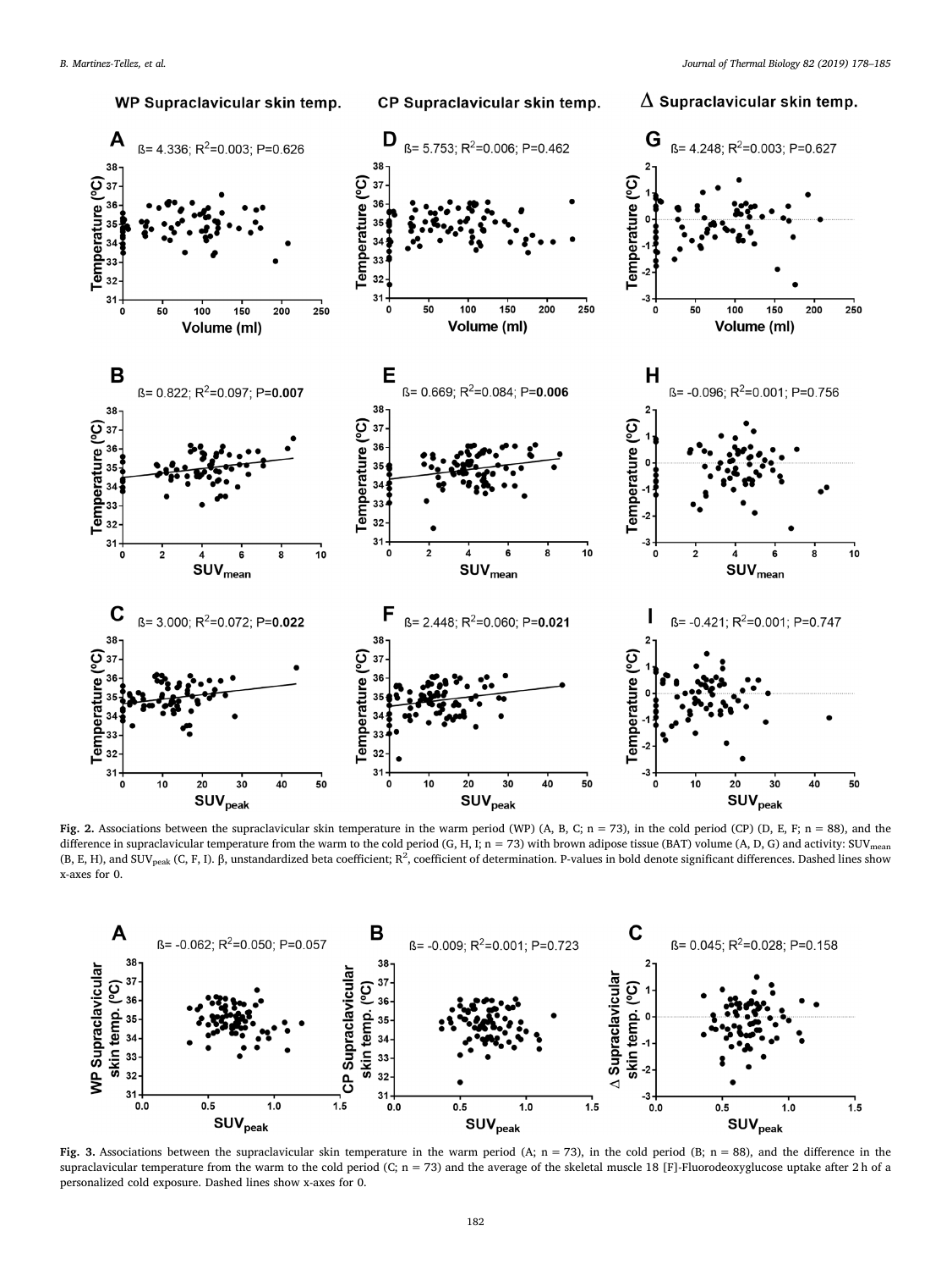**Fig. 2.** Associations between the supraclavicular skin temperature in the warm period (WP) (A, B, C; n = 73), in the cold period (CP) (D, E, F; n = 88), and the difference in supraclavicular temperature from the warm to the cold period (G, H, I; n = 73) with brown adipose tissue (BAT) volume (A, D, G) and activity: $SUV_{mean}$ (B, E, H), and $SUV_{peak}$ (C, F, I). β, unstandardized beta coefficient; $R^2$, coefficient of determination. P-values in bold denote significant differences. Dashed lines show x-axes for 0.

**Fig. 3.** Associations between the supraclavicular skin temperature in the warm period (A; n = 73), in the cold period (B; n = 88), and the difference in the supraclavicular temperature from the warm to the cold period (C; n = 73) and the average of the skeletal muscle 18 [F]-Fluorodeoxyglucose uptake after 2 h of a personalized cold exposure. Dashed lines show x-axes for 0.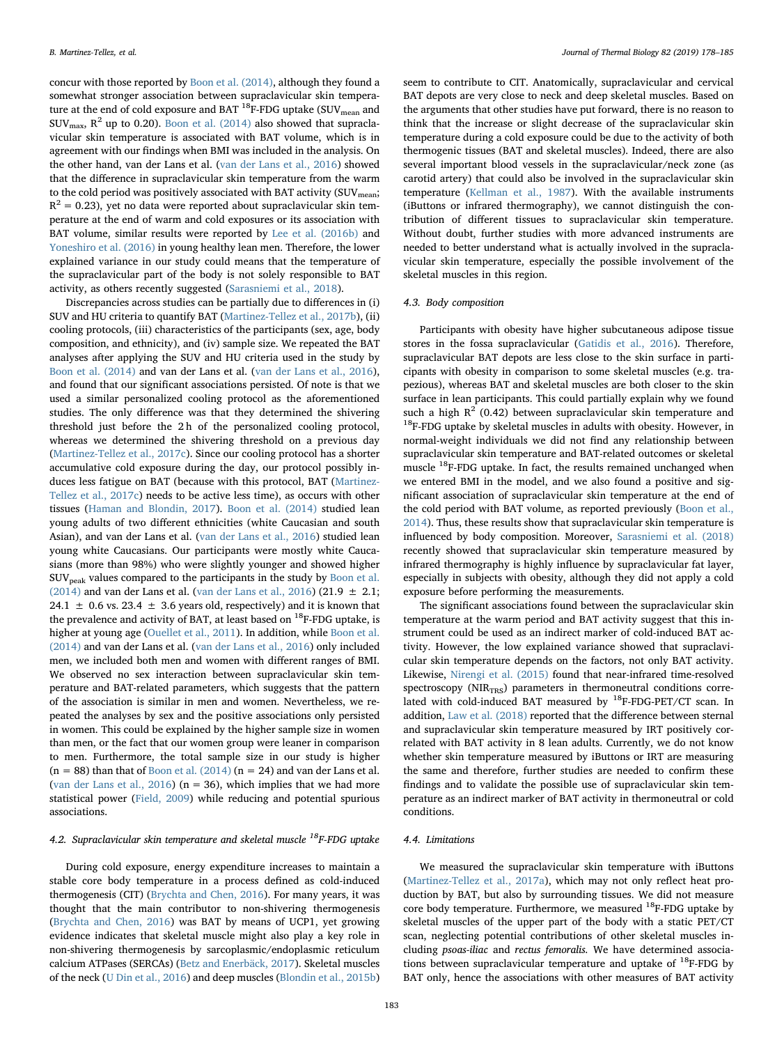concur with those reported by Boon et al. (2014), although they found a somewhat stronger association between supraclavicular skin temperature at the end of cold exposure and BAT $^{18}$F-FDG uptake ($SUV_{mean}$ and $SUV_{max}$, $R^2$ up to 0.20). Boon et al. (2014) also showed that supraclavicular skin temperature is associated with BAT volume, which is in agreement with our findings when BMI was included in the analysis. On the other hand, van der Lans et al. (van der Lans et al., 2016) showed that the difference in supraclavicular skin temperature from the warm to the cold period was positively associated with BAT activity ($SUV_{mean}$; $R^2 = 0.23$), yet no data were reported about supraclavicular skin temperature at the end of warm and cold exposures or its association with BAT volume, similar results were reported by Lee et al. (2016b) and Yoneshiro et al. (2016) in young healthy lean men. Therefore, the lower explained variance in our study could means that the temperature of the supraclavicular part of the body is not solely responsible to BAT activity, as others recently suggested (Sarasniemi et al., 2018).

Discrepancies across studies can be partially due to differences in (i) SUV and HU criteria to quantify BAT (Martinez-Tellez et al., 2017b), (ii) cooling protocols, (iii) characteristics of the participants (sex, age, body composition, and ethnicity), and (iv) sample size. We repeated the BAT analyses after applying the SUV and HU criteria used in the study by Boon et al. (2014) and van der Lans et al. (van der Lans et al., 2016), and found that our significant associations persisted. Of note is that we used a similar personalized cooling protocol as the aforementioned studies. The only difference was that they determined the shivering threshold just before the 2 h of the personalized cooling protocol, whereas we determined the shivering threshold on a previous day (Martinez-Tellez et al., 2017c). Since our cooling protocol has a shorter accumulative cold exposure during the day, our protocol possibly induces less fatigue on BAT (because with this protocol, BAT (Martinez-Tellez et al., 2017c) needs to be active less time), as occurs with other tissues (Haman and Blondin, 2017). Boon et al. (2014) studied lean young adults of two different ethnicities (white Caucasian and south Asian), and van der Lans et al. (van der Lans et al., 2016) studied lean young white Caucasians. Our participants were mostly white Caucasians (more than 98%) who were slightly younger and showed higher $SUV_{peak}$ values compared to the participants in the study by Boon et al. (2014) and van der Lans et al. (van der Lans et al., 2016) (21.9 ± 2.1; 24.1 ± 0.6 vs. 23.4 ± 3.6 years old, respectively) and it is known that the prevalence and activity of BAT, at least based on $^{18}$F-FDG uptake, is higher at young age (Ouellet et al., 2011). In addition, while Boon et al. (2014) and van der Lans et al. (van der Lans et al., 2016) only included men, we included both men and women with different ranges of BMI. We observed no sex interaction between supraclavicular skin temperature and BAT-related parameters, which suggests that the pattern of the association is similar in men and women. Nevertheless, we repeated the analyses by sex and the positive associations only persisted in women. This could be explained by the higher sample size in women than men, or the fact that our women group were leaner in comparison to men. Furthermore, the total sample size in our study is higher (n = 88) than that of Boon et al. (2014) (n = 24) and van der Lans et al. (van der Lans et al., 2016) (n = 36), which implies that we had more statistical power (Field, 2009) while reducing and potential spurious associations.

### 4.2. Supraclavicular skin temperature and skeletal muscle $^{18}$F-FDG uptake

During cold exposure, energy expenditure increases to maintain a stable core body temperature in a process defined as cold-induced thermogenesis (CIT) (Brychta and Chen, 2016). For many years, it was thought that the main contributor to non-shivering thermogenesis (Brychta and Chen, 2016) was BAT by means of UCP1, yet growing evidence indicates that skeletal muscle might also play a key role in non-shivering thermogenesis by sarcoplasmic/endoplasmic reticulum calcium ATPases (SERCAs) (Betz and Enerbäck, 2017). Skeletal muscles of the neck (U Din et al., 2016) and deep muscles (Blondin et al., 2015b) seem to contribute to CIT. Anatomically, supraclavicular and cervical BAT depots are very close to neck and deep skeletal muscles. Based on the arguments that other studies have put forward, there is no reason to think that the increase or slight decrease of the supraclavicular skin temperature during a cold exposure could be due to the activity of both thermogenic tissues (BAT and skeletal muscles). Indeed, there are also several important blood vessels in the supraclavicular/neck zone (as carotid artery) that could also be involved in the supraclavicular skin temperature (Kellman et al., 1987). With the available instruments (iButtons or infrared thermography), we cannot distinguish the contribution of different tissues to supraclavicular skin temperature. Without doubt, further studies with more advanced instruments are needed to better understand what is actually involved in the supraclavicular skin temperature, especially the possible involvement of the skeletal muscles in this region.

### 4.3. Body composition

Participants with obesity have higher subcutaneous adipose tissue stores in the fossa supraclavicular (Gatidis et al., 2016). Therefore, supraclavicular BAT depots are less close to the skin surface in participants with obesity in comparison to some skeletal muscles (e.g. trapezious), whereas BAT and skeletal muscles are both closer to the skin surface in lean participants. This could partially explain why we found such a high $R^2$ (0.42) between supraclavicular skin temperature and $^{18}$F-FDG uptake by skeletal muscles in adults with obesity. However, in normal-weight individuals we did not find any relationship between supraclavicular skin temperature and BAT-related outcomes or skeletal muscle $^{18}$F-FDG uptake. In fact, the results remained unchanged when we entered BMI in the model, and we also found a positive and significant association of supraclavicular skin temperature at the end of the cold period with BAT volume, as reported previously (Boon et al., 2014). Thus, these results show that supraclavicular skin temperature is influenced by body composition. Moreover, Sarasniemi et al. (2018) recently showed that supraclavicular skin temperature measured by infrared thermography is highly influence by supraclavicular fat layer, especially in subjects with obesity, although they did not apply a cold exposure before performing the measurements.

The significant associations found between the supraclavicular skin temperature at the warm period and BAT activity suggest that this instrument could be used as an indirect marker of cold-induced BAT activity. However, the low explained variance showed that supraclavicular skin temperature depends on the factors, not only BAT activity. Likewise, Nirengi et al. (2015) found that near-infrared time-resolved spectroscopy ($NIR_{TRS}$) parameters in thermoneutral conditions correlated with cold-induced BAT measured by $^{18}$F-FDG-PET/CT scan. In addition, Law et al. (2018) reported that the difference between sternal and supraclavicular skin temperature measured by IRT positively correlated with BAT activity in 8 lean adults. Currently, we do not know whether skin temperature measured by iButtons or IRT are measuring the same and therefore, further studies are needed to confirm these findings and to validate the possible use of supraclavicular skin temperature as an indirect marker of BAT activity in thermoneutral or cold conditions.

### 4.4. Limitations

We measured the supraclavicular skin temperature with iButtons (Martinez-Tellez et al., 2017a), which may not only reflect heat production by BAT, but also by surrounding tissues. We did not measure core body temperature. Furthermore, we measured $^{18}$F-FDG uptake by skeletal muscles of the upper part of the body with a static PET/CT scan, neglecting potential contributions of other skeletal muscles including *psoas-iliac* and *rectus femoralis.* We have determined associations between supraclavicular temperature and uptake of $^{18}$F-FDG by BAT only, hence the associations with other measures of BAT activity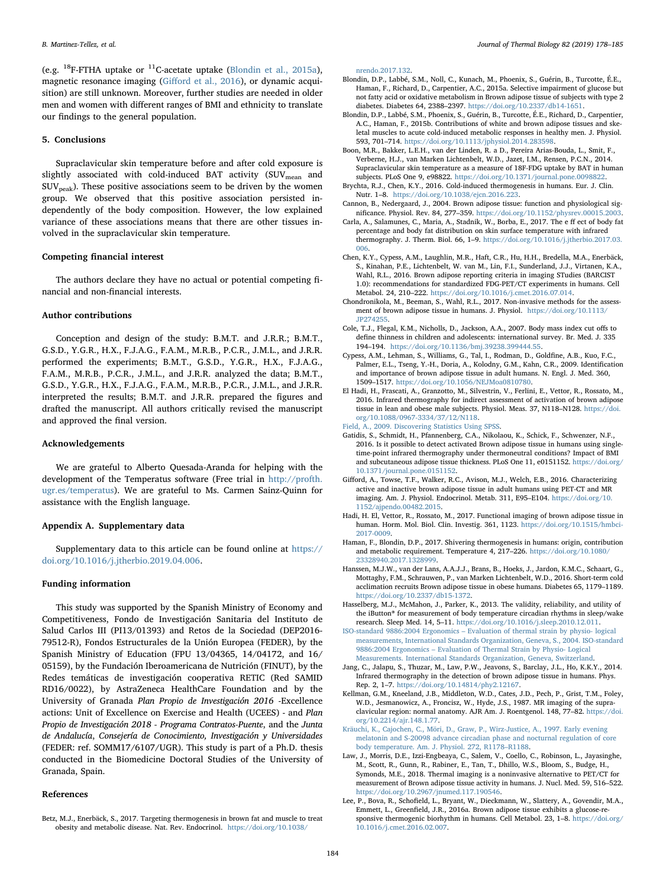(e.g. $^{18}$F-FTHA uptake or $^{11}$C-acetate uptake (Blondin et al., 2015a), magnetic resonance imaging (Gifford et al., 2016), or dynamic acquisition) are still unknown. Moreover, further studies are needed in older men and women with different ranges of BMI and ethnicity to translate our findings to the general population.

## 5. Conclusions

Supraclavicular skin temperature before and after cold exposure is slightly associated with cold-induced BAT activity ($SUV_{mean}$ and $SUV_{peak}$). These positive associations seem to be driven by the women group. We observed that this positive association persisted independently of the body composition. However, the low explained variance of these associations means that there are other tissues involved in the supraclavicular skin temperature.

## Competing financial interest

The authors declare they have no actual or potential competing financial and non-financial interests.

## Author contributions

Conception and design of the study: B.M.T. and J.R.R.; B.M.T., G.S.D., Y.G.R., H.X., F.J.A.G., F.A.M., M.R.B., P.C.R., J.M.L., and J.R.R. performed the experiments; B.M.T., G.S.D., Y.G.R., H.X., F.J.A.G., F.A.M., M.R.B., P.C.R., J.M.L., and J.R.R. analyzed the data; B.M.T., G.S.D., Y.G.R., H.X., F.J.A.G., F.A.M., M.R.B., P.C.R., J.M.L., and J.R.R. interpreted the results; B.M.T. and J.R.R. prepared the figures and drafted the manuscript. All authors critically revised the manuscript and approved the final version.

## Acknowledgements

We are grateful to Alberto Quesada-Aranda for helping with the development of the Temperatus software (Free trial in http://profth.ugr.es/temperatus). We are grateful to Ms. Carmen Sainz-Quinn for assistance with the English language.

## Appendix A. Supplementary data

Supplementary data to this article can be found online at https://doi.org/10.1016/j.jtherbio.2019.04.006.

## Funding information

This study was supported by the Spanish Ministry of Economy and Competitiveness, Fondo de Investigación Sanitaria del Instituto de Salud Carlos III (PI13/01393) and Retos de la Sociedad (DEP2016-79512-R), Fondos Estructurales de la Unión Europea (FEDER), by the Spanish Ministry of Education (FPU 13/04365, 14/04172, and 16/05159), by the Fundación Iberoamericana de Nutrición (FINUT), by the Redes temáticas de investigación cooperativa RETIC (Red SAMID RD16/0022), by AstraZeneca HealthCare Foundation and by the University of Granada *Plan Propio de Investigación 2016* -Excellence actions: Unit of Excellence on Exercise and Health (UCEES) - and *Plan Propio de Investigación 2018 - Programa Contratos-Puente*, and the *Junta de Andalucía, Consejería de Conocimiento, Investigación y Universidades* (FEDER: ref. SOMM17/6107/UGR). This study is part of a Ph.D. thesis conducted in the Biomedicine Doctoral Studies of the University of Granada, Spain.

## References

Betz, M.J., Enerbäck, S., 2017. Targeting thermogenesis in brown fat and muscle to treat obesity and metabolic disease. Nat. Rev. Endocrinol. https://doi.org/10.1038/nrendo.2017.132.

Blondin, D.P., Labbé, S.M., Noll, C., Kunach, M., Phoenix, S., Guérin, B., Turcotte, É.E., Haman, F., Richard, D., Carpentier, A.C., 2015a. Selective impairment of glucose but not fatty acid or oxidative metabolism in Brown adipose tissue of subjects with type 2 diabetes. Diabetes 64, 2388–2397. https://doi.org/10.2337/db14-1651.

Blondin, D.P., Labbé, S.M., Phoenix, S., Guérin, B., Turcotte, É.E., Richard, D., Carpentier, A.C., Haman, F., 2015b. Contributions of white and brown adipose tissues and skeletal muscles to acute cold-induced metabolic responses in healthy men. J. Physiol. 593, 701–714. https://doi.org/10.1113/jphysiol.2014.283598.

Boon, M.R., Bakker, L.E.H., van der Linden, R. a D., Pereira Arias-Bouda, L., Smit, F., Verberne, H.J., van Marken Lichtenbelt, W.D., Jazet, I.M., Rensen, P.C.N., 2014. Supraclavicular skin temperature as a measure of 18F-FDG uptake by BAT in human subjects. PLoS One 9, e98822. https://doi.org/10.1371/journal.pone.0098822.

Brychta, R.J., Chen, K.Y., 2016. Cold-induced thermogenesis in humans. Eur. J. Clin. Nutr. 1–8. https://doi.org/10.1038/ejcn.2016.223.

Cannon, B., Nedergaard, J., 2004. Brown adipose tissue: function and physiological significance. Physiol. Rev. 84, 277–359. https://doi.org/10.1152/physrev.00015.2003.

Carla, A., Salamunes, C., Maria, A., Stadnik, W., Borba, E., 2017. The e ff ect of body fat percentage and body fat distribution on skin surface temperature with infrared thermography. J. Therm. Biol. 66, 1–9. https://doi.org/10.1016/j.jtherbio.2017.03.006.

Chen, K.Y., Cypess, A.M., Laughlin, M.R., Haft, C.R., Hu, H.H., Bredella, M.A., Enerbäck, S., Kinahan, P.E., Lichtenbelt, W. van M., Lin, F.I., Sunderland, J.J., Virtanen, K.A., Wahl, R.L., 2016. Brown adipose reporting criteria in imaging STudies (BARCIST 1.0): recommendations for standardized FDG-PET/CT experiments in humans. Cell Metabol. 24, 210–222. https://doi.org/10.1016/j.cmet.2016.07.014.

Chondronikola, M., Beeman, S., Wahl, R.L., 2017. Non-invasive methods for the assessment of brown adipose tissue in humans. J. Physiol. https://doi.org/10.1113/JP274255.

Cole, T.J., Flegal, K.M., Nicholls, D., Jackson, A.A., 2007. Body mass index cut offs to define thinness in children and adolescents: international survey. Br. Med. J. 335 194–194. https://doi.org/10.1136/bmj.39238.399444.55.

Cypess, A.M., Lehman, S., Williams, G., Tal, I., Rodman, D., Goldfine, A.B., Kuo, F.C., Palmer, E.L., Tseng, Y.-H., Doria, A., Kolodny, G.M., Kahn, C.R., 2009. Identification and importance of brown adipose tissue in adult humans. N. Engl. J. Med. 360, 1509–1517. https://doi.org/10.1056/NEJMoa0810780.

El Hadi, H., Frascati, A., Granzotto, M., Silvestrin, V., Ferlini, E., Vettor, R., Rossato, M., 2016. Infrared thermography for indirect assessment of activation of brown adipose tissue in lean and obese male subjects. Physiol. Meas. 37, N118–N128. https://doi.org/10.1088/0967-3334/37/12/N118.

Field, A., 2009. Discovering Statistics Using SPSS.

Gatidis, S., Schmidt, H., Pfannenberg, C.A., Nikolaou, K., Schick, F., Schwenzer, N.F., 2016. Is it possible to detect activated Brown adipose tissue in humans using single-time-point infrared thermography under thermoneutral conditions? Impact of BMI and subcutaneous adipose tissue thickness. PLoS One 11, e0151152. https://doi.org/10.1371/journal.pone.0151152.

Gifford, A., Towse, T.F., Walker, R.C., Avison, M.J., Welch, E.B., 2016. Characterizing active and inactive brown adipose tissue in adult humans using PET-CT and MR imaging. Am. J. Physiol. Endocrinol. Metab. 311, E95–E104. https://doi.org/10.1152/ajpendo.00482.2015.

Hadi, H. El, Vettor, R., Rossato, M., 2017. Functional imaging of brown adipose tissue in human. Horm. Mol. Biol. Clin. Investig. 361, 1123. https://doi.org/10.1515/hmbci-2017-0009.

Haman, F., Blondin, D.P., 2017. Shivering thermogenesis in humans: origin, contribution and metabolic requirement. Temperature 4, 217–226. https://doi.org/10.1080/23328940.2017.1328999.

Hanssen, M.J.W., van der Lans, A.A.J.J., Brans, B., Hoeks, J., Jardon, K.M.C., Schaart, G., Mottaghy, F.M., Schrauwen, P., van Marken Lichtenbelt, W.D., 2016. Short-term cold acclimation recruits Brown adipose tissue in obese humans. Diabetes 65, 1179–1189. https://doi.org/10.2337/db15-1372.

Hasselberg, M.J., McMahon, J., Parker, K., 2013. The validity, reliability, and utility of the iButton® for measurement of body temperature circadian rhythms in sleep/wake research. Sleep Med. 14, 5–11. https://doi.org/10.1016/j.sleep.2010.12.011.

ISO-standard 9886:2004 Ergonomics – Evaluation of thermal strain by physio- logical measurements, International Standards Organization, Geneva, S., 2004. ISO-standard 9886:2004 Ergonomics – Evaluation of Thermal Strain by Physio- Logical Measurements. International Standards Organization, Geneva, Switzerland.

Jang, C., Jalapu, S., Thuzar, M., Law, P.W., Jeavons, S., Barclay, J.L., Ho, K.K.Y., 2014. Infrared thermography in the detection of brown adipose tissue in humans. Phys. Rep. 2, 1–7. https://doi.org/10.14814/phy2.12167.

Kellman, G.M., Kneeland, J.B., Middleton, W.D., Cates, J.D., Pech, P., Grist, T.M., Foley, W.D., Jesmanowicz, A., Froncisz, W., Hyde, J.S., 1987. MR imaging of the supraclavicular region: normal anatomy. AJR Am. J. Roentgenol. 148, 77–82. https://doi.org/10.2214/ajr.148.1.77.

Kräuchi, K., Cajochen, C., Möri, D., Graw, P., Wirz-Justice, A., 1997. Early evening melatonin and S-20098 advance circadian phase and nocturnal regulation of core body temperature. Am. J. Physiol. 272, R1178–R1188.

Law, J., Morris, D.E., Izzi-Engbeaya, C., Salem, V., Coello, C., Robinson, L., Jayasinghe, M., Scott, R., Gunn, R., Rabiner, E., Tan, T., Dhillo, W.S., Bloom, S., Budge, H., Symonds, M.E., 2018. Thermal imaging is a noninvasive alternative to PET/CT for measurement of Brown adipose tissue activity in humans. J. Nucl. Med. 59, 516–522. https://doi.org/10.2967/jnumed.117.190546.

Lee, P., Bova, R., Schofield, L., Bryant, W., Dieckmann, W., Slattery, A., Govendir, M.A., Emmett, L., Greenfield, J.R., 2016a. Brown adipose tissue exhibits a glucose-responsive thermogenic biorhythm in humans. Cell Metabol. 23, 1–8. https://doi.org/10.1016/j.cmet.2016.02.007.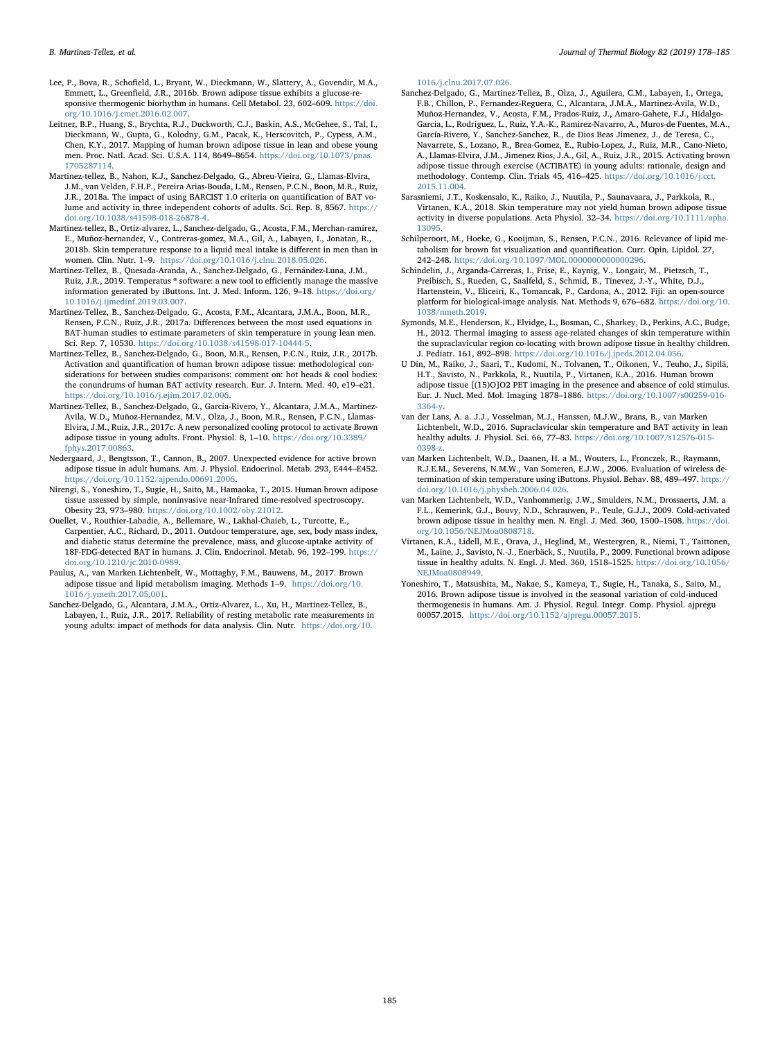Lee, P., Bova, R., Schofield, L., Bryant, W., Dieckmann, W., Slattery, A., Govendir, M.A., Emmett, L., Greenfield, J.R., 2016b. Brown adipose tissue exhibits a glucose-responsive thermogenic biorhythm in humans. Cell Metabol. 23, 602–609. https://doi.org/10.1016/j.cmet.2016.02.007.

Leitner, B.P., Huang, S., Brychta, R.J., Duckworth, C.J., Baskin, A.S., McGehee, S., Tal, I., Dieckmann, W., Gupta, G., Kolodny, G.M., Pacak, K., Herscovitch, P., Cypess, A.M., Chen, K.Y., 2017. Mapping of human brown adipose tissue in lean and obese young men. Proc. Natl. Acad. Sci. U.S.A. 114, 8649–8654. https://doi.org/10.1073/pnas.1705287114.

Martinez-tellez, B., Nahon, K.J., Sanchez-Delgado, G., Abreu-Vieira, G., Llamas-Elvira, J.M., van Velden, F.H.P., Pereira Arias-Bouda, L.M., Rensen, P.C.N., Boon, M.R., Ruiz, J.R., 2018a. The impact of using BARCIST 1.0 criteria on quantification of BAT volume and activity in three independent cohorts of adults. Sci. Rep. 8, 8567. https://doi.org/10.1038/s41598-018-26878-4.

Martinez-tellez, B., Ortiz-alvarez, L., Sanchez-delgado, G., Acosta, F.M., Merchan-ramirez, E., Muñoz-hernandez, V., Contreras-gomez, M.A., Gil, A., Labayen, I., Jonatan, R., 2018b. Skin temperature response to a liquid meal intake is different in men than in women. Clin. Nutr. 1–9. https://doi.org/10.1016/j.clnu.2018.05.026.

Martinez-Tellez, B., Quesada-Aranda, A., Sanchez-Delgado, G., Fernández-Luna, J.M., Ruiz, J.R., 2019. Temperatus ® software: a new tool to efficiently manage the massive information generated by iButtons. Int. J. Med. Inform. 126, 9–18. https://doi.org/10.1016/j.ijmedinf.2019.03.007.

Martinez-Tellez, B., Sanchez-Delgado, G., Acosta, F.M., Alcantara, J.M.A., Boon, M.R., Rensen, P.C.N., Ruiz, J.R., 2017a. Differences between the most used equations in BAT-human studies to estimate parameters of skin temperature in young lean men. Sci. Rep. 7, 10530. https://doi.org/10.1038/s41598-017-10444-5.

Martinez-Tellez, B., Sanchez-Delgado, G., Boon, M.R., Rensen, P.C.N., Ruiz, J.R., 2017b. Activation and quantification of human brown adipose tissue: methodological considerations for between studies comparisons: comment on: hot heads & cool bodies: the conundrums of human BAT activity research. Eur. J. Intern. Med. 40, e19–e21. https://doi.org/10.1016/j.ejim.2017.02.006.

Martinez-Tellez, B., Sanchez-Delgado, G., Garcia-Rivero, Y., Alcantara, J.M.A., Martinez-Avila, W.D., Muñoz-Hernandez, M.V., Olza, J., Boon, M.R., Rensen, P.C.N., Llamas-Elvira, J.M., Ruiz, J.R., 2017c. A new personalized cooling protocol to activate Brown adipose tissue in young adults. Front. Physiol. 8, 1–10. https://doi.org/10.3389/fphys.2017.00863.

Nedergaard, J., Bengtsson, T., Cannon, B., 2007. Unexpected evidence for active brown adipose tissue in adult humans. Am. J. Physiol. Endocrinol. Metab. 293, E444–E452. https://doi.org/10.1152/ajpendo.00691.2006.

Nirengi, S., Yoneshiro, T., Sugie, H., Saito, M., Hamaoka, T., 2015. Human brown adipose tissue assessed by simple, noninvasive near-Infrared time-resolved spectroscopy. Obesity 23, 973–980. https://doi.org/10.1002/oby.21012.

Ouellet, V., Routhier-Labadie, A., Bellemare, W., Lakhal-Chaieb, L., Turcotte, E., Carpentier, A.C., Richard, D., 2011. Outdoor temperature, age, sex, body mass index, and diabetic status determine the prevalence, mass, and glucose-uptake activity of 18F-FDG-detected BAT in humans. J. Clin. Endocrinol. Metab. 96, 192–199. https://doi.org/10.1210/jc.2010-0989.

Paulus, A., van Marken Lichtenbelt, W., Mottaghy, F.M., Bauwens, M., 2017. Brown adipose tissue and lipid metabolism imaging. Methods 1–9. https://doi.org/10.1016/j.ymeth.2017.05.001.

Sanchez-Delgado, G., Alcantara, J.M.A., Ortiz-Alvarez, L., Xu, H., Martinez-Tellez, B., Labayen, I., Ruiz, J.R., 2017. Reliability of resting metabolic rate measurements in young adults: impact of methods for data analysis. Clin. Nutr. https://doi.org/10.1016/j.clnu.2017.07.026.

Sanchez-Delgado, G., Martinez-Tellez, B., Olza, J., Aguilera, C.M., Labayen, I., Ortega, F.B., Chillon, P., Fernandez-Reguera, C., Alcantara, J.M.A., Martinez-Avila, W.D., Muñoz-Hernandez, V., Acosta, F.M., Prados-Ruiz, J., Amaro-Gahete, F.J., Hidalgo-Garcia, L., Rodriguez, L., Ruiz, Y.A.-K., Ramirez-Navarro, A., Muros-de Fuentes, M.A., García-Rivero, Y., Sanchez-Sanchez, R., de Dios Beas Jimenez, J., de Teresa, C., Navarrete, S., Lozano, R., Brea-Gomez, E., Rubio-Lopez, J., Ruiz, M.R., Cano-Nieto, A., Llamas-Elvira, J.M., Jimenez Rios, J.A., Gil, A., Ruiz, J.R., 2015. Activating brown adipose tissue through exercise (ACTIBATE) in young adults: rationale, design and methodology. Contemp. Clin. Trials 45, 416–425. https://doi.org/10.1016/j.cct.2015.11.004.

Sarasniemi, J.T., Koskensalo, K., Raiko, J., Nuutila, P., Saunavaara, J., Parkkola, R., Virtanen, K.A., 2018. Skin temperature may not yield human brown adipose tissue activity in diverse populations. Acta Physiol. 32–34. https://doi.org/10.1111/apha.13095.

Schilperoort, M., Hoeke, G., Kooijman, S., Rensen, P.C.N., 2016. Relevance of lipid metabolism for brown fat visualization and quantification. Curr. Opin. Lipidol. 27, 242–248. https://doi.org/10.1097/MOL.0000000000000296.

Schindelin, J., Arganda-Carreras, I., Frise, E., Kaynig, V., Longair, M., Pietzsch, T., Preibisch, S., Rueden, C., Saalfeld, S., Schmid, B., Tinevez, J.-Y., White, D.J., Hartenstein, V., Eliceiri, K., Tomancak, P., Cardona, A., 2012. Fiji: an open-source platform for biological-image analysis. Nat. Methods 9, 676–682. https://doi.org/10.1038/nmeth.2019.

Symonds, M.E., Henderson, K., Elvidge, L., Bosman, C., Sharkey, D., Perkins, A.C., Budge, H., 2012. Thermal imaging to assess age-related changes of skin temperature within the supraclavicular region co-locating with brown adipose tissue in healthy children. J. Pediatr. 161, 892–898. https://doi.org/10.1016/j.jpeds.2012.04.056.

U Din, M., Raiko, J., Saari, T., Kudomi, N., Tolvanen, T., Oikonen, V., Teuho, J., Sipilä, H.T., Savisto, N., Parkkola, R., Nuutila, P., Virtanen, K.A., 2016. Human brown adipose tissue [(15)O]O2 PET imaging in the presence and absence of cold stimulus. Eur. J. Nucl. Med. Mol. Imaging 1878–1886. https://doi.org/10.1007/s00259-016-3364-y.

van der Lans, A. a. J.J., Vosselman, M.J., Hanssen, M.J.W., Brans, B., van Marken Lichtenbelt, W.D., 2016. Supraclavicular skin temperature and BAT activity in lean healthy adults. J. Physiol. Sci. 66, 77–83. https://doi.org/10.1007/s12576-015-0398-z.

van Marken Lichtenbelt, W.D., Daanen, H. a M., Wouters, L., Fronczek, R., Raymann, R.J.E.M., Severens, N.M.W., Van Someren, E.J.W., 2006. Evaluation of wireless determination of skin temperature using iButtons. Physiol. Behav. 88, 489–497. https://doi.org/10.1016/j.physbeh.2006.04.026.

van Marken Lichtenbelt, W.D., Vanhommerig, J.W., Smulders, N.M., Drossaerts, J.M. a F.L., Kemerink, G.J., Bouvy, N.D., Schrauwen, P., Teule, G.J.J., 2009. Cold-activated brown adipose tissue in healthy men. N. Engl. J. Med. 360, 1500–1508. https://doi.org/10.1056/NEJMoa0808718.

Virtanen, K.A., Lidell, M.E., Orava, J., Heglind, M., Westergren, R., Niemi, T., Taittonen, M., Laine, J., Savisto, N.-J., Enerbäck, S., Nuutila, P., 2009. Functional brown adipose tissue in healthy adults. N. Engl. J. Med. 360, 1518–1525. https://doi.org/10.1056/NEJMoa0808949.

Yoneshiro, T., Matsushita, M., Nakae, S., Kameya, T., Sugie, H., Tanaka, S., Saito, M., 2016. Brown adipose tissue is involved in the seasonal variation of cold-induced thermogenesis in humans. Am. J. Physiol. Regul. Integr. Comp. Physiol. ajpregu 00057.2015. https://doi.org/10.1152/ajpregu.00057.2015.